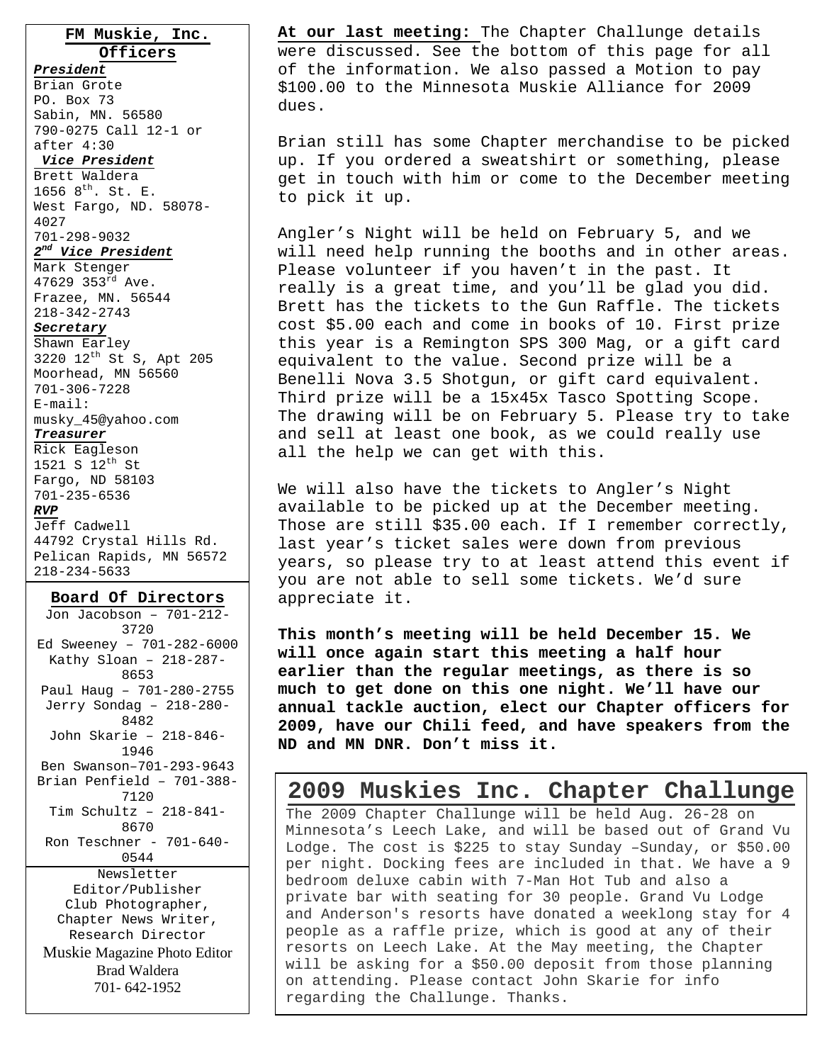## FM Muskie, Inc. Officers

***President***
Brian Grote
PO. Box 73
Sabin, MN. 56580
790-0275 Call 12-1 or after 4:30

***Vice President***
Brett Waldera
1656 8th. St. E.
West Fargo, ND. 58078-4027
701-298-9032

***2nd Vice President***
Mark Stenger
47629 353rd Ave.
Frazee, MN. 56544
218-342-2743

***Secretary***
Shawn Earley
3220 12th St S, Apt 205
Moorhead, MN 56560
701-306-7228
E-mail: musky_45@yahoo.com

***Treasurer***
Rick Eagleson
1521 S 12th St
Fargo, ND 58103
701-235-6536

***RVP***
Jeff Cadwell
44792 Crystal Hills Rd.
Pelican Rapids, MN 56572
218-234-5633

### Board Of Directors

Jon Jacobson – 701-212-3720
Ed Sweeney – 701-282-6000
Kathy Sloan – 218-287-8653
Paul Haug – 701-280-2755
Jerry Sondag – 218-280-8482
John Skarie – 218-846-1946
Ben Swanson–701-293-9643
Brian Penfield – 701-388-7120
Tim Schultz – 218-841-8670
Ron Teschner - 701-640-0544

Newsletter Editor/Publisher
Club Photographer,
Chapter News Writer,
Research Director
Muskie Magazine Photo Editor
Brad Waldera
701- 642-1952

**At our last meeting:** The Chapter Challunge details were discussed. See the bottom of this page for all of the information. We also passed a Motion to pay $100.00 to the Minnesota Muskie Alliance for 2009 dues.

Brian still has some Chapter merchandise to be picked up. If you ordered a sweatshirt or something, please get in touch with him or come to the December meeting to pick it up.

Angler's Night will be held on February 5, and we will need help running the booths and in other areas. Please volunteer if you haven't in the past. It really is a great time, and you'll be glad you did. Brett has the tickets to the Gun Raffle. The tickets cost $5.00 each and come in books of 10. First prize this year is a Remington SPS 300 Mag, or a gift card equivalent to the value. Second prize will be a Benelli Nova 3.5 Shotgun, or gift card equivalent. Third prize will be a 15x45x Tasco Spotting Scope. The drawing will be on February 5. Please try to take and sell at least one book, as we could really use all the help we can get with this.

We will also have the tickets to Angler's Night available to be picked up at the December meeting. Those are still $35.00 each. If I remember correctly, last year's ticket sales were down from previous years, so please try to at least attend this event if you are not able to sell some tickets. We'd sure appreciate it.

**This month's meeting will be held December 15. We will once again start this meeting a half hour earlier than the regular meetings, as there is so much to get done on this one night. We'll have our annual tackle auction, elect our Chapter officers for 2009, have our Chili feed, and have speakers from the ND and MN DNR. Don't miss it.**

## 2009 Muskies Inc. Chapter Challunge

The 2009 Chapter Challunge will be held Aug. 26-28 on Minnesota's Leech Lake, and will be based out of Grand Vu Lodge. The cost is $225 to stay Sunday –Sunday, or $50.00 per night. Docking fees are included in that. We have a 9 bedroom deluxe cabin with 7-Man Hot Tub and also a private bar with seating for 30 people. Grand Vu Lodge and Anderson's resorts have donated a weeklong stay for 4 people as a raffle prize, which is good at any of their resorts on Leech Lake. At the May meeting, the Chapter will be asking for a $50.00 deposit from those planning on attending. Please contact John Skarie for info regarding the Challunge. Thanks.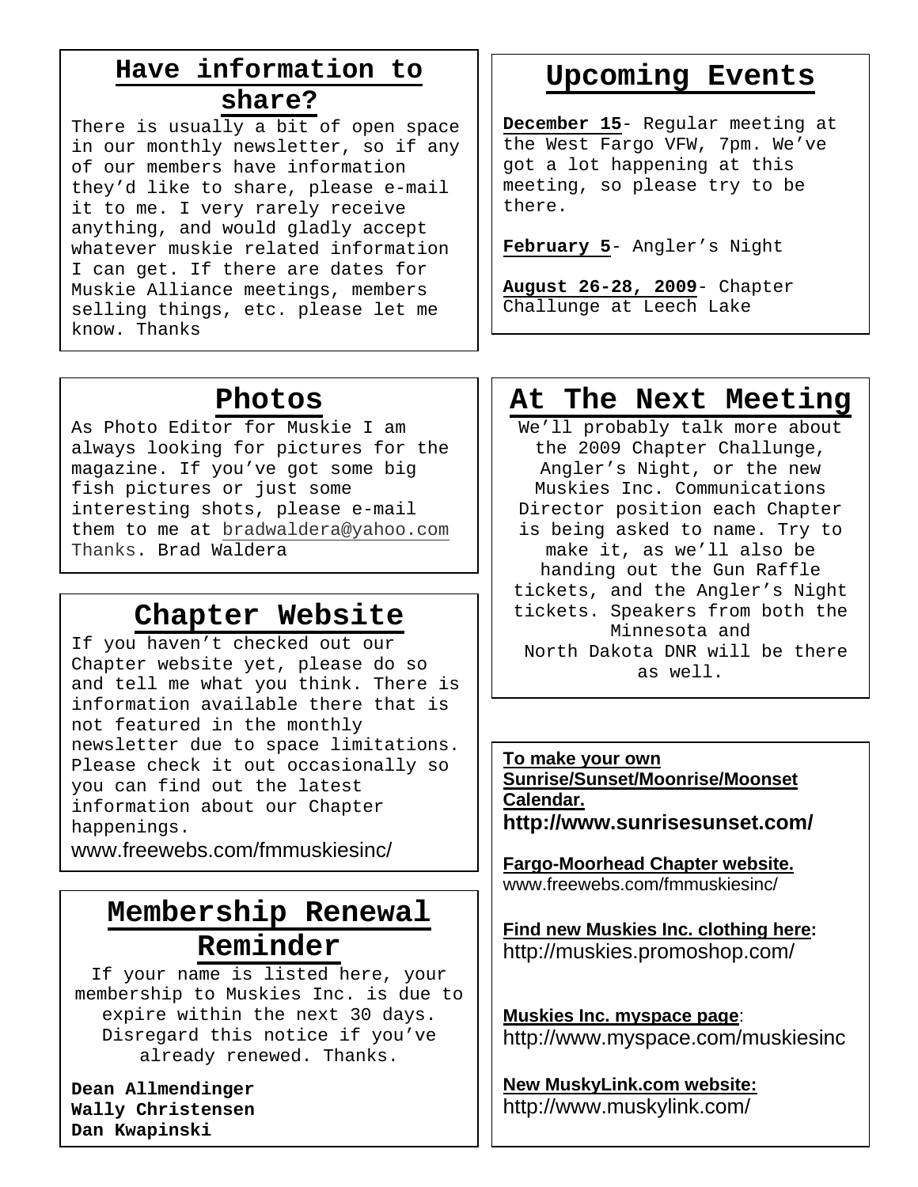## Have information to share?

There is usually a bit of open space in our monthly newsletter, so if any of our members have information they'd like to share, please e-mail it to me. I very rarely receive anything, and would gladly accept whatever muskie related information I can get. If there are dates for Muskie Alliance meetings, members selling things, etc. please let me know. Thanks

## Photos

As Photo Editor for Muskie I am always looking for pictures for the magazine. If you've got some big fish pictures or just some interesting shots, please e-mail them to me at bradwaldera@yahoo.com Thanks. Brad Waldera

## Chapter Website

If you haven't checked out our Chapter website yet, please do so and tell me what you think. There is information available there that is not featured in the monthly newsletter due to space limitations. Please check it out occasionally so you can find out the latest information about our Chapter happenings.

www.freewebs.com/fmmuskiesinc/

## Membership Renewal Reminder

If your name is listed here, your membership to Muskies Inc. is due to expire within the next 30 days. Disregard this notice if you've already renewed. Thanks.

**Dean Allmendinger**
**Wally Christensen**
**Dan Kwapinski**

## Upcoming Events

**December 15**- Regular meeting at the West Fargo VFW, 7pm. We've got a lot happening at this meeting, so please try to be there.

**February 5**- Angler's Night

**August 26-28, 2009**- Chapter Challunge at Leech Lake

## At The Next Meeting

We'll probably talk more about the 2009 Chapter Challunge, Angler's Night, or the new Muskies Inc. Communications Director position each Chapter is being asked to name. Try to make it, as we'll also be handing out the Gun Raffle tickets, and the Angler's Night tickets. Speakers from both the Minnesota and North Dakota DNR will be there as well.

**To make your own Sunrise/Sunset/Moonrise/Moonset Calendar.**
**http://www.sunrisesunset.com/**

**Fargo-Moorhead Chapter website.**
www.freewebs.com/fmmuskiesinc/

**Find new Muskies Inc. clothing here:**
http://muskies.promoshop.com/

**Muskies Inc. myspace page**:
http://www.myspace.com/muskiesinc

**New MuskyLink.com website:**
http://www.muskylink.com/